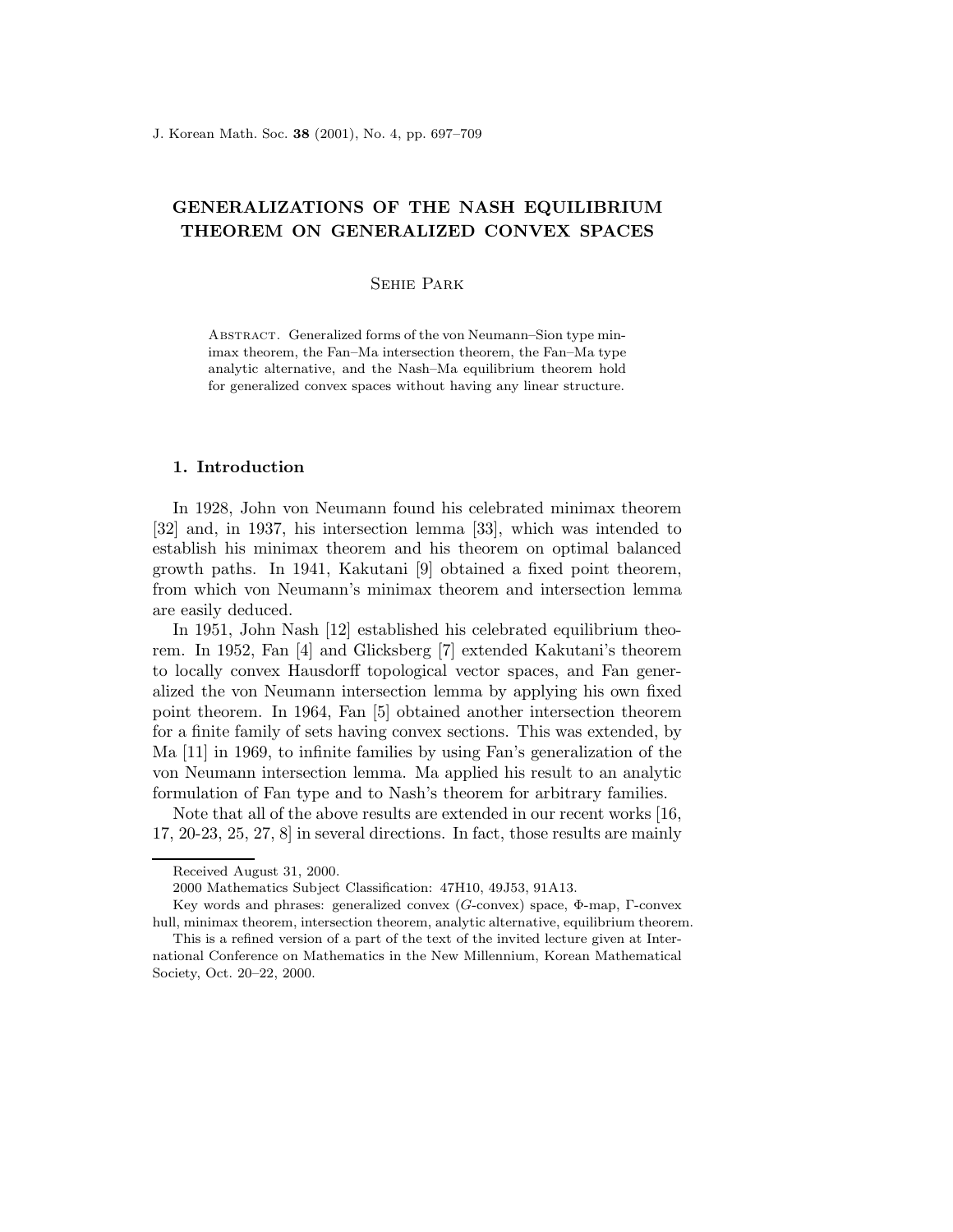# GENERALIZATIONS OF THE NASH EQUILIBRIUM THEOREM ON GENERALIZED CONVEX SPACES

Sehie Park

Abstract. Generalized forms of the von Neumann–Sion type minimax theorem, the Fan–Ma intersection theorem, the Fan–Ma type analytic alternative, and the Nash–Ma equilibrium theorem hold for generalized convex spaces without having any linear structure.

## 1. Introduction

In 1928, John von Neumann found his celebrated minimax theorem [32] and, in 1937, his intersection lemma [33], which was intended to establish his minimax theorem and his theorem on optimal balanced growth paths. In 1941, Kakutani [9] obtained a fixed point theorem, from which von Neumann's minimax theorem and intersection lemma are easily deduced.

In 1951, John Nash [12] established his celebrated equilibrium theorem. In 1952, Fan [4] and Glicksberg [7] extended Kakutani's theorem to locally convex Hausdorff topological vector spaces, and Fan generalized the von Neumann intersection lemma by applying his own fixed point theorem. In 1964, Fan [5] obtained another intersection theorem for a finite family of sets having convex sections. This was extended, by Ma [11] in 1969, to infinite families by using Fan's generalization of the von Neumann intersection lemma. Ma applied his result to an analytic formulation of Fan type and to Nash's theorem for arbitrary families.

Note that all of the above results are extended in our recent works [16, 17, 20-23, 25, 27, 8] in several directions. In fact, those results are mainly

---

Received August 31, 2000.

2000 Mathematics Subject Classification: 47H10, 49J53, 91A13.

Key words and phrases: generalized convex ($G$-convex) space, $\Phi$-map, $\Gamma$-convex hull, minimax theorem, intersection theorem, analytic alternative, equilibrium theorem.

This is a refined version of a part of the text of the invited lecture given at International Conference on Mathematics in the New Millennium, Korean Mathematical Society, Oct. 20–22, 2000.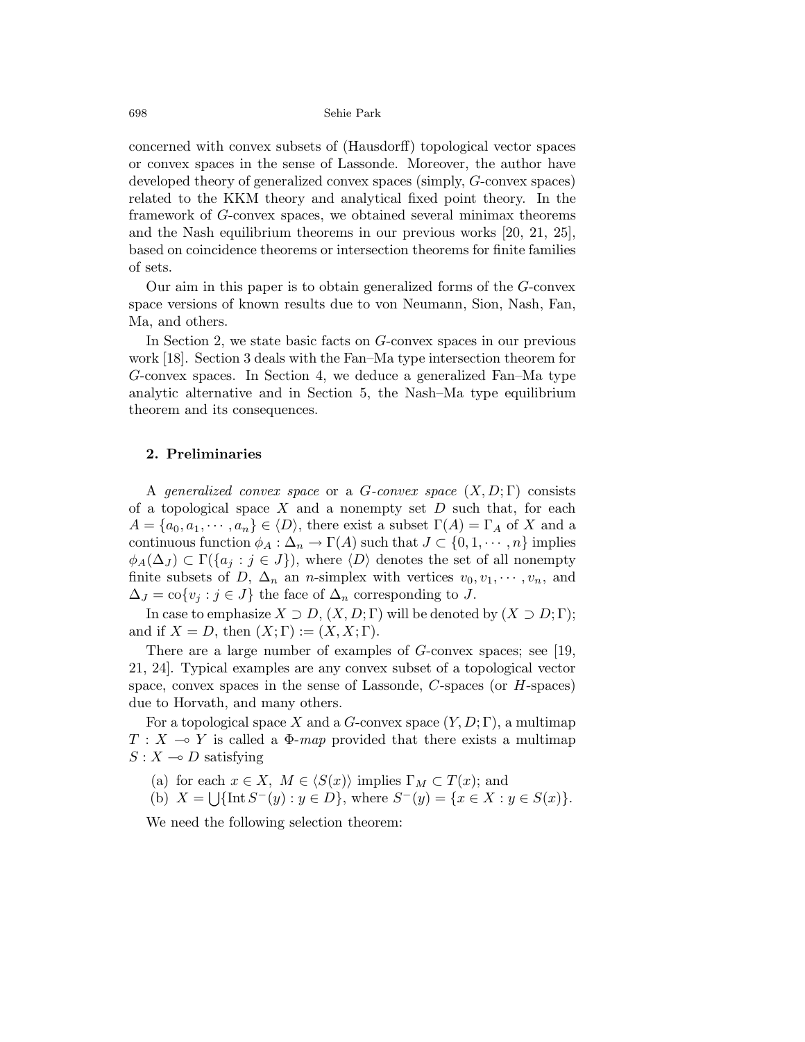concerned with convex subsets of (Hausdorff) topological vector spaces or convex spaces in the sense of Lassonde. Moreover, the author have developed theory of generalized convex spaces (simply, $G$-convex spaces) related to the KKM theory and analytical fixed point theory. In the framework of $G$-convex spaces, we obtained several minimax theorems and the Nash equilibrium theorems in our previous works [20, 21, 25], based on coincidence theorems or intersection theorems for finite families of sets.

Our aim in this paper is to obtain generalized forms of the $G$-convex space versions of known results due to von Neumann, Sion, Nash, Fan, Ma, and others.

In Section 2, we state basic facts on $G$-convex spaces in our previous work [18]. Section 3 deals with the Fan–Ma type intersection theorem for $G$-convex spaces. In Section 4, we deduce a generalized Fan–Ma type analytic alternative and in Section 5, the Nash–Ma type equilibrium theorem and its consequences.

## 2. Preliminaries

A *generalized convex space* or a *$G$-convex space* $(X, D; \Gamma)$ consists of a topological space $X$ and a nonempty set $D$ such that, for each $A = \{a_0, a_1, \cdots, a_n\} \in \langle D \rangle$, there exist a subset $\Gamma(A) = \Gamma_A$ of $X$ and a continuous function $\phi_A : \Delta_n \to \Gamma(A)$ such that $J \subset \{0, 1, \cdots, n\}$ implies $\phi_A(\Delta_J) \subset \Gamma(\{a_j : j \in J\})$, where $\langle D \rangle$ denotes the set of all nonempty finite subsets of $D$, $\Delta_n$ an $n$-simplex with vertices $v_0, v_1, \cdots, v_n$, and $\Delta_J = \operatorname{co}\{v_j : j \in J\}$ the face of $\Delta_n$ corresponding to $J$.

In case to emphasize $X \supset D$, $(X, D; \Gamma)$ will be denoted by $(X \supset D; \Gamma)$; and if $X = D$, then $(X; \Gamma) := (X, X; \Gamma)$.

There are a large number of examples of $G$-convex spaces; see [19, 21, 24]. Typical examples are any convex subset of a topological vector space, convex spaces in the sense of Lassonde, $C$-spaces (or $H$-spaces) due to Horvath, and many others.

For a topological space $X$ and a $G$-convex space $(Y, D; \Gamma)$, a multimap $T : X \multimap Y$ is called a *$\Phi$-map* provided that there exists a multimap $S : X \multimap D$ satisfying

(a) for each $x \in X$, $M \in \langle S(x) \rangle$ implies $\Gamma_M \subset T(x)$; and
(b) $X = \bigcup\{\operatorname{Int} S^-(y) : y \in D\}$, where $S^-(y) = \{x \in X : y \in S(x)\}$.

We need the following selection theorem: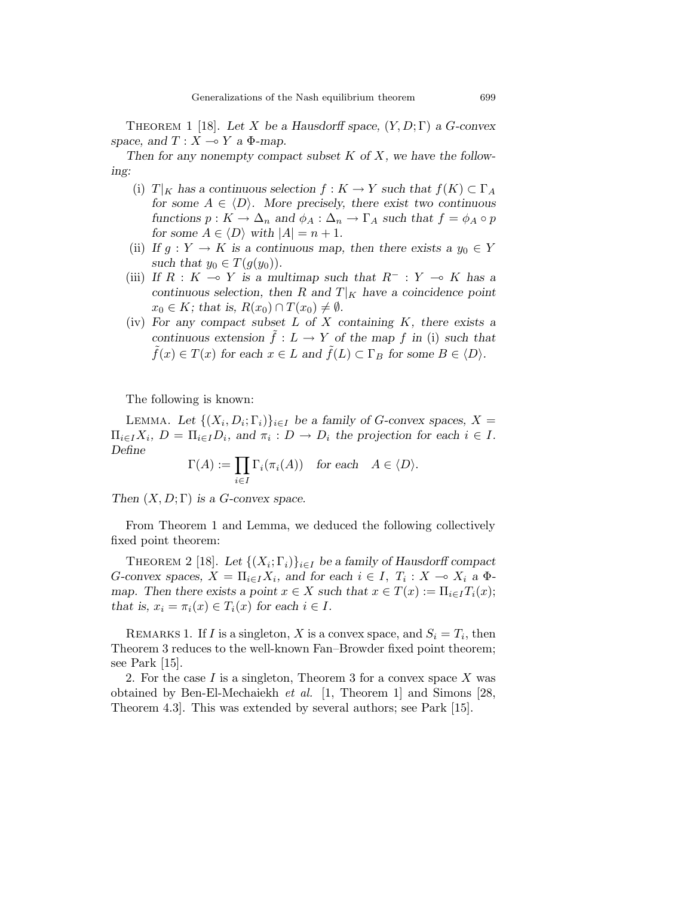THEOREM 1 [18]. *Let $X$ be a Hausdorff space, $(Y, D; \Gamma)$ a G-convex space, and $T : X \multimap Y$ a $\Phi$-map.*

*Then for any nonempty compact subset $K$ of $X$, we have the following:*

(i) *$T|_K$ has a continuous selection $f : K \to Y$ such that $f(K) \subset \Gamma_A$ for some $A \in \langle D \rangle$. More precisely, there exist two continuous functions $p : K \to \Delta_n$ and $\phi_A : \Delta_n \to \Gamma_A$ such that $f = \phi_A \circ p$ for some $A \in \langle D \rangle$ with $|A| = n + 1$.*

(ii) *If $g : Y \to K$ is a continuous map, then there exists a $y_0 \in Y$ such that $y_0 \in T(g(y_0))$.*

(iii) *If $R : K \multimap Y$ is a multimap such that $R^- : Y \multimap K$ has a continuous selection, then $R$ and $T|_K$ have a coincidence point $x_0 \in K$; that is, $R(x_0) \cap T(x_0) \neq \emptyset$.*

(iv) *For any compact subset $L$ of $X$ containing $K$, there exists a continuous extension $\tilde{f} : L \to Y$ of the map $f$ in (i) such that $\tilde{f}(x) \in T(x)$ for each $x \in L$ and $\tilde{f}(L) \subset \Gamma_B$ for some $B \in \langle D \rangle$.*

The following is known:

LEMMA. *Let $\{(X_i, D_i; \Gamma_i)\}_{i \in I}$ be a family of G-convex spaces, $X = \Pi_{i \in I} X_i$, $D = \Pi_{i \in I} D_i$, and $\pi_i : D \to D_i$ the projection for each $i \in I$. Define*

$$\Gamma(A) := \prod_{i \in I} \Gamma_i(\pi_i(A)) \quad \text{for each} \quad A \in \langle D \rangle.$$

*Then $(X, D; \Gamma)$ is a G-convex space.*

From Theorem 1 and Lemma, we deduced the following collectively fixed point theorem:

THEOREM 2 [18]. *Let $\{(X_i; \Gamma_i)\}_{i \in I}$ be a family of Hausdorff compact G-convex spaces, $X = \Pi_{i \in I} X_i$, and for each $i \in I$, $T_i : X \multimap X_i$ a $\Phi$-map. Then there exists a point $x \in X$ such that $x \in T(x) := \Pi_{i \in I} T_i(x)$; that is, $x_i = \pi_i(x) \in T_i(x)$ for each $i \in I$.*

REMARKS 1. If $I$ is a singleton, $X$ is a convex space, and $S_i = T_i$, then Theorem 3 reduces to the well-known Fan–Browder fixed point theorem; see Park [15].

2. For the case $I$ is a singleton, Theorem 3 for a convex space $X$ was obtained by Ben-El-Mechaiekh *et al.* [1, Theorem 1] and Simons [28, Theorem 4.3]. This was extended by several authors; see Park [15].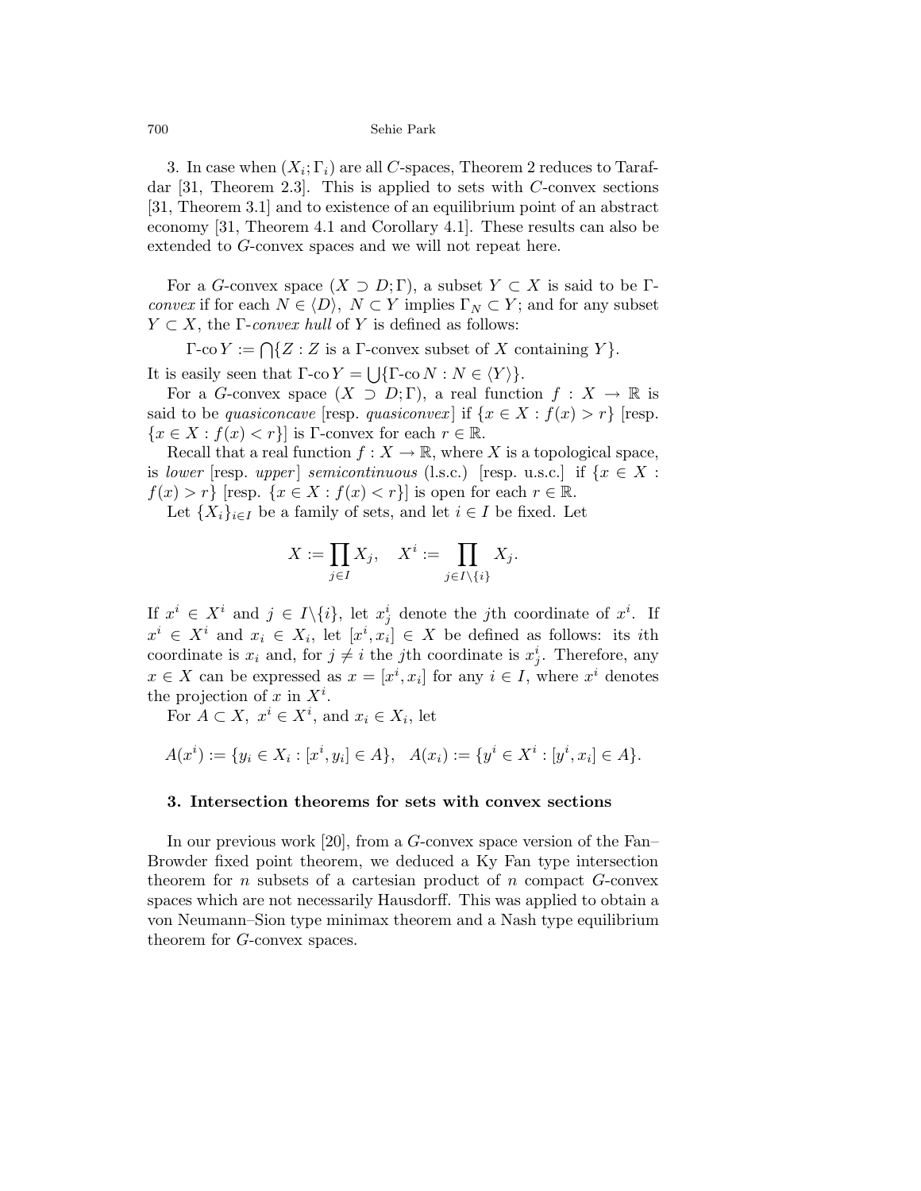3. In case when $(X_i; \Gamma_i)$ are all $C$-spaces, Theorem 2 reduces to Tarafdar [31, Theorem 2.3]. This is applied to sets with $C$-convex sections [31, Theorem 3.1] and to existence of an equilibrium point of an abstract economy [31, Theorem 4.1 and Corollary 4.1]. These results can also be extended to $G$-convex spaces and we will not repeat here.

For a $G$-convex space $(X \supset D; \Gamma)$, a subset $Y \subset X$ is said to be *$\Gamma$-convex* if for each $N \in \langle D \rangle$, $N \subset Y$ implies $\Gamma_N \subset Y$; and for any subset $Y \subset X$, the *$\Gamma$-convex hull* of $Y$ is defined as follows:

$$\Gamma\text{-co}\, Y := \bigcap \{Z : Z \text{ is a } \Gamma\text{-convex subset of } X \text{ containing } Y\}.$$

It is easily seen that $\Gamma\text{-co}\, Y = \bigcup \{\Gamma\text{-co}\, N : N \in \langle Y \rangle\}$.

For a $G$-convex space $(X \supset D; \Gamma)$, a real function $f : X \to \mathbb{R}$ is said to be *quasiconcave* [resp. *quasiconvex*] if $\{x \in X : f(x) > r\}$ [resp. $\{x \in X : f(x) < r\}$] is $\Gamma$-convex for each $r \in \mathbb{R}$.

Recall that a real function $f : X \to \mathbb{R}$, where $X$ is a topological space, is *lower* [resp. *upper*] *semicontinuous* (l.s.c.) [resp. u.s.c.] if $\{x \in X : f(x) > r\}$ [resp. $\{x \in X : f(x) < r\}$] is open for each $r \in \mathbb{R}$.

Let $\{X_i\}_{i \in I}$ be a family of sets, and let $i \in I$ be fixed. Let

$$X := \prod_{j \in I} X_j, \quad X^i := \prod_{j \in I \setminus \{i\}} X_j.$$

If $x^i \in X^i$ and $j \in I \setminus \{i\}$, let $x^i_j$ denote the $j$th coordinate of $x^i$. If $x^i \in X^i$ and $x_i \in X_i$, let $[x^i, x_i] \in X$ be defined as follows: its $i$th coordinate is $x_i$ and, for $j \neq i$ the $j$th coordinate is $x^i_j$. Therefore, any $x \in X$ can be expressed as $x = [x^i, x_i]$ for any $i \in I$, where $x^i$ denotes the projection of $x$ in $X^i$.

For $A \subset X$, $x^i \in X^i$, and $x_i \in X_i$, let

$$A(x^i) := \{y_i \in X_i : [x^i, y_i] \in A\}, \quad A(x_i) := \{y^i \in X^i : [y^i, x_i] \in A\}.$$

### 3. Intersection theorems for sets with convex sections

In our previous work [20], from a $G$-convex space version of the Fan–Browder fixed point theorem, we deduced a Ky Fan type intersection theorem for $n$ subsets of a cartesian product of $n$ compact $G$-convex spaces which are not necessarily Hausdorff. This was applied to obtain a von Neumann–Sion type minimax theorem and a Nash type equilibrium theorem for $G$-convex spaces.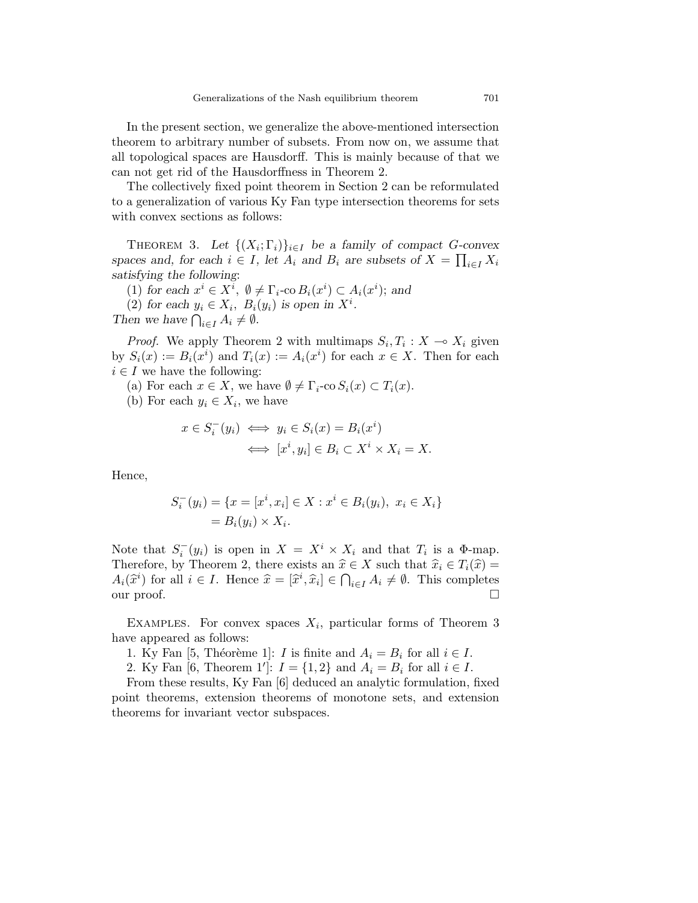In the present section, we generalize the above-mentioned intersection theorem to arbitrary number of subsets. From now on, we assume that all topological spaces are Hausdorff. This is mainly because of that we can not get rid of the Hausdorffness in Theorem 2.

The collectively fixed point theorem in Section 2 can be reformulated to a generalization of various Ky Fan type intersection theorems for sets with convex sections as follows:

Theorem 3. *Let $\{(X_i; \Gamma_i)\}_{i \in I}$ be a family of compact G-convex spaces and, for each $i \in I$, let $A_i$ and $B_i$ are subsets of $X = \prod_{i \in I} X_i$ satisfying the following*:

(1) *for each $x^i \in X^i$, $\emptyset \neq \Gamma_i\text{-co}\, B_i(x^i) \subset A_i(x^i)$; and*

(2) *for each $y_i \in X_i$, $B_i(y_i)$ is open in $X^i$.*

*Then we have $\bigcap_{i \in I} A_i \neq \emptyset$.*

*Proof.* We apply Theorem 2 with multimaps $S_i, T_i : X \multimap X_i$ given by $S_i(x) := B_i(x^i)$ and $T_i(x) := A_i(x^i)$ for each $x \in X$. Then for each $i \in I$ we have the following:

(a) For each $x \in X$, we have $\emptyset \neq \Gamma_i\text{-co}\, S_i(x) \subset T_i(x)$.

(b) For each $y_i \in X_i$, we have

$$
\begin{aligned}
x \in S_i^-(y_i) &\iff y_i \in S_i(x) = B_i(x^i) \\
&\iff [x^i, y_i] \in B_i \subset X^i \times X_i = X.
\end{aligned}
$$

Hence,

$$
\begin{aligned}
S_i^-(y_i) &= \{x = [x^i, x_i] \in X : x^i \in B_i(y_i),\ x_i \in X_i\} \\
&= B_i(y_i) \times X_i.
\end{aligned}
$$

Note that $S_i^-(y_i)$ is open in $X = X^i \times X_i$ and that $T_i$ is a $\Phi$-map. Therefore, by Theorem 2, there exists an $\widehat{x} \in X$ such that $\widehat{x}_i \in T_i(\widehat{x}) = A_i(\widehat{x}^i)$ for all $i \in I$. Hence $\widehat{x} = [\widehat{x}^i, \widehat{x}_i] \in \bigcap_{i \in I} A_i \neq \emptyset$. This completes our proof. $\square$

Examples. For convex spaces $X_i$, particular forms of Theorem 3 have appeared as follows:

1. Ky Fan [5, Théorème 1]: $I$ is finite and $A_i = B_i$ for all $i \in I$.
2. Ky Fan [6, Theorem 1′]: $I = \{1, 2\}$ and $A_i = B_i$ for all $i \in I$.

From these results, Ky Fan [6] deduced an analytic formulation, fixed point theorems, extension theorems of monotone sets, and extension theorems for invariant vector subspaces.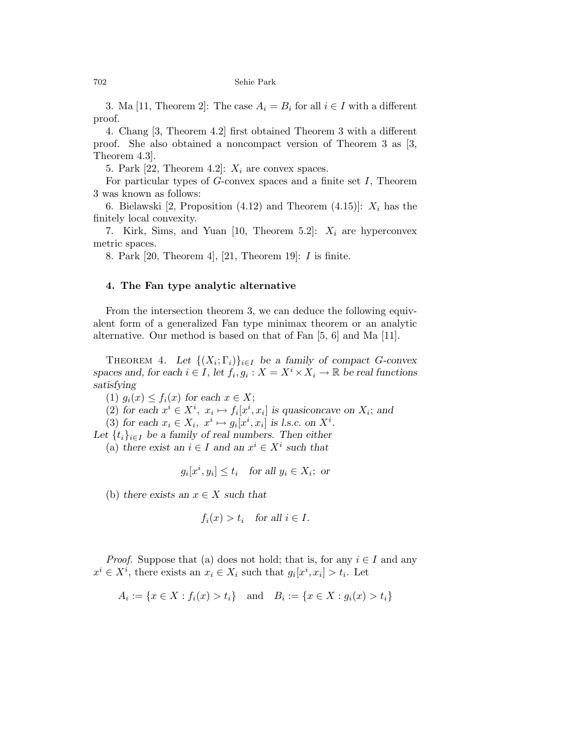3. Ma [11, Theorem 2]: The case $A_i = B_i$ for all $i \in I$ with a different proof.

4. Chang [3, Theorem 4.2] first obtained Theorem 3 with a different proof. She also obtained a noncompact version of Theorem 3 as [3, Theorem 4.3].

5. Park [22, Theorem 4.2]: $X_i$ are convex spaces.

For particular types of $G$-convex spaces and a finite set $I$, Theorem 3 was known as follows:

6. Bielawski [2, Proposition (4.12) and Theorem (4.15)]: $X_i$ has the finitely local convexity.

7. Kirk, Sims, and Yuan [10, Theorem 5.2]: $X_i$ are hyperconvex metric spaces.

8. Park [20, Theorem 4], [21, Theorem 19]: $I$ is finite.

## 4. The Fan type analytic alternative

From the intersection theorem 3, we can deduce the following equivalent form of a generalized Fan type minimax theorem or an analytic alternative. Our method is based on that of Fan [5, 6] and Ma [11].

Theorem 4. *Let $\{(X_i; \Gamma_i)\}_{i \in I}$ be a family of compact $G$-convex spaces and, for each $i \in I$, let $f_i, g_i : X = X^i \times X_i \to \mathbb{R}$ be real functions satisfying*

(1) *$g_i(x) \leq f_i(x)$ for each $x \in X$;*

(2) *for each $x^i \in X^i$, $x_i \mapsto f_i[x^i, x_i]$ is quasiconcave on $X_i$; and*

(3) *for each $x_i \in X_i$, $x^i \mapsto g_i[x^i, x_i]$ is l.s.c. on $X^i$.*

*Let $\{t_i\}_{i \in I}$ be a family of real numbers. Then either*

(a) *there exist an $i \in I$ and an $x^i \in X^i$ such that*

$$g_i[x^i, y_i] \leq t_i \quad \textit{for all } y_i \in X_i; \textit{ or}$$

(b) *there exists an $x \in X$ such that*

$$f_i(x) > t_i \quad \textit{for all } i \in I.$$

*Proof.* Suppose that (a) does not hold; that is, for any $i \in I$ and any $x^i \in X^i$, there exists an $x_i \in X_i$ such that $g_i[x^i, x_i] > t_i$. Let

$$A_i := \{x \in X : f_i(x) > t_i\} \quad \text{and} \quad B_i := \{x \in X : g_i(x) > t_i\}$$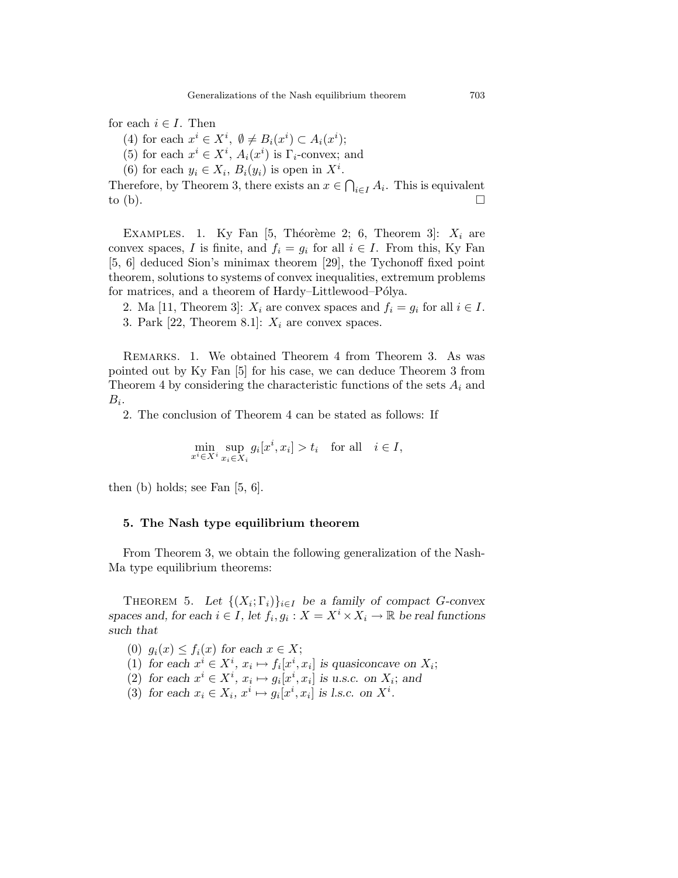for each $i \in I$. Then

(4) for each $x^i \in X^i$, $\emptyset \neq B_i(x^i) \subset A_i(x^i)$;

(5) for each $x^i \in X^i$, $A_i(x^i)$ is $\Gamma_i$-convex; and

(6) for each $y_i \in X_i$, $B_i(y_i)$ is open in $X^i$.

Therefore, by Theorem 3, there exists an $x \in \bigcap_{i \in I} A_i$. This is equivalent to (b). $\square$

Examples. 1. Ky Fan [5, Théorème 2; 6, Theorem 3]: $X_i$ are convex spaces, $I$ is finite, and $f_i = g_i$ for all $i \in I$. From this, Ky Fan [5, 6] deduced Sion's minimax theorem [29], the Tychonoff fixed point theorem, solutions to systems of convex inequalities, extremum problems for matrices, and a theorem of Hardy–Littlewood–Pólya.

2. Ma [11, Theorem 3]: $X_i$ are convex spaces and $f_i = g_i$ for all $i \in I$.

3. Park [22, Theorem 8.1]: $X_i$ are convex spaces.

Remarks. 1. We obtained Theorem 4 from Theorem 3. As was pointed out by Ky Fan [5] for his case, we can deduce Theorem 3 from Theorem 4 by considering the characteristic functions of the sets $A_i$ and $B_i$.

2. The conclusion of Theorem 4 can be stated as follows: If

$$\min_{x^i \in X^i} \sup_{x_i \in X_i} g_i[x^i, x_i] > t_i \quad \text{for all} \quad i \in I,$$

then (b) holds; see Fan [5, 6].

## 5. The Nash type equilibrium theorem

From Theorem 3, we obtain the following generalization of the Nash-Ma type equilibrium theorems:

Theorem 5. *Let $\{(X_i; \Gamma_i)\}_{i \in I}$ be a family of compact G-convex spaces and, for each $i \in I$, let $f_i, g_i : X = X^i \times X_i \to \mathbb{R}$ be real functions such that*

(0) *$g_i(x) \leq f_i(x)$ for each $x \in X$;*

(1) *for each $x^i \in X^i$, $x_i \mapsto f_i[x^i, x_i]$ is quasiconcave on $X_i$;*

(2) *for each $x^i \in X^i$, $x_i \mapsto g_i[x^i, x_i]$ is u.s.c. on $X_i$; and*

(3) *for each $x_i \in X_i$, $x^i \mapsto g_i[x^i, x_i]$ is l.s.c. on $X^i$.*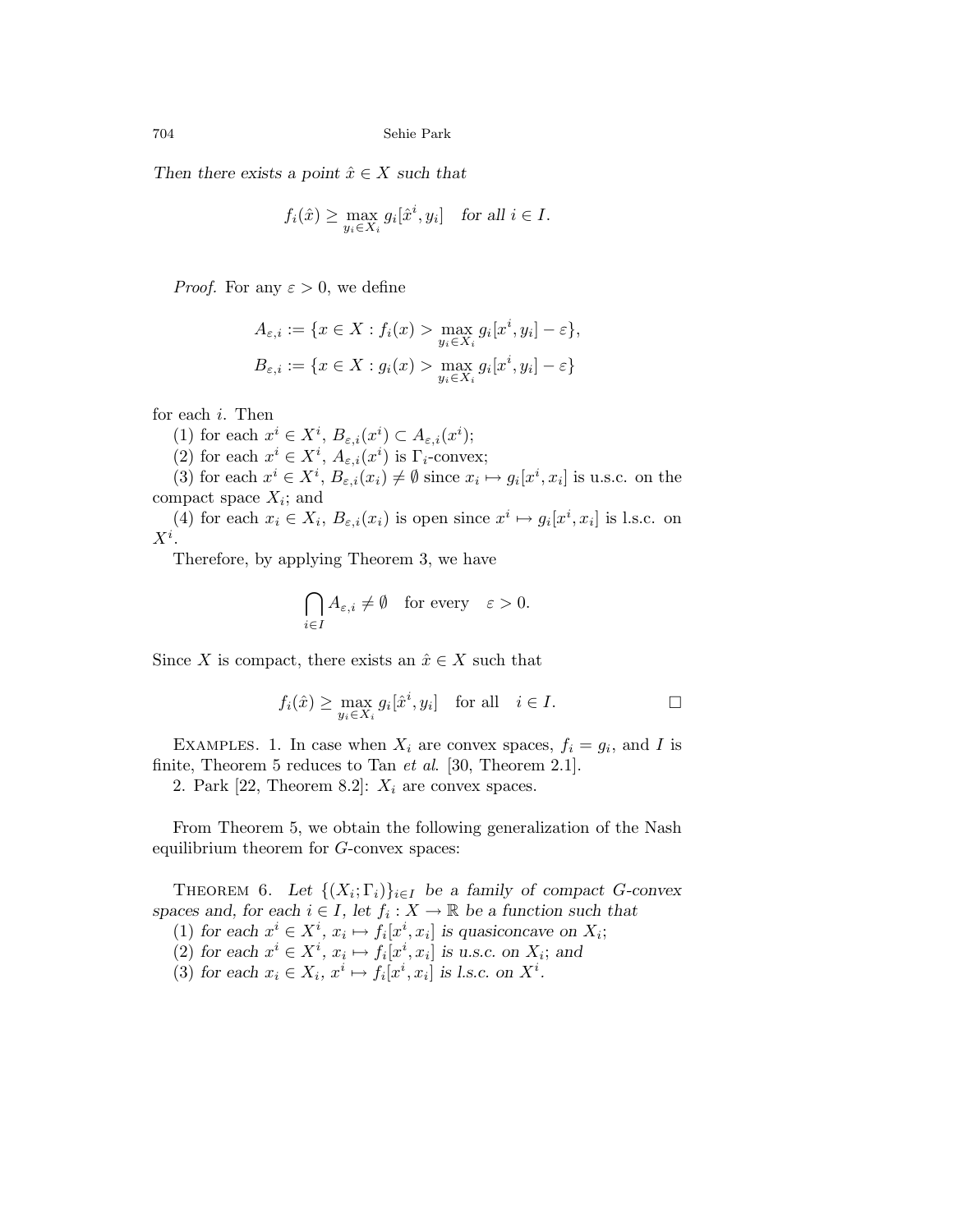*Then there exists a point $\hat{x} \in X$ such that*

$$f_i(\hat{x}) \geq \max_{y_i \in X_i} g_i[\hat{x}^i, y_i] \quad \textit{for all } i \in I.$$

*Proof.* For any $\varepsilon > 0$, we define

$$A_{\varepsilon,i} := \{x \in X : f_i(x) > \max_{y_i \in X_i} g_i[x^i, y_i] - \varepsilon\},$$
$$B_{\varepsilon,i} := \{x \in X : g_i(x) > \max_{y_i \in X_i} g_i[x^i, y_i] - \varepsilon\}$$

for each $i$. Then

(1) for each $x^i \in X^i$, $B_{\varepsilon,i}(x^i) \subset A_{\varepsilon,i}(x^i)$;

(2) for each $x^i \in X^i$, $A_{\varepsilon,i}(x^i)$ is $\Gamma_i$-convex;

(3) for each $x^i \in X^i$, $B_{\varepsilon,i}(x_i) \neq \emptyset$ since $x_i \mapsto g_i[x^i, x_i]$ is u.s.c. on the compact space $X_i$; and

(4) for each $x_i \in X_i$, $B_{\varepsilon,i}(x_i)$ is open since $x^i \mapsto g_i[x^i, x_i]$ is l.s.c. on $X^i$.

Therefore, by applying Theorem 3, we have

$$\bigcap_{i \in I} A_{\varepsilon,i} \neq \emptyset \quad \text{for every} \quad \varepsilon > 0.$$

Since $X$ is compact, there exists an $\hat{x} \in X$ such that

$$f_i(\hat{x}) \geq \max_{y_i \in X_i} g_i[\hat{x}^i, y_i] \quad \text{for all} \quad i \in I. \qquad \square$$

EXAMPLES. 1. In case when $X_i$ are convex spaces, $f_i = g_i$, and $I$ is finite, Theorem 5 reduces to Tan *et al.* [30, Theorem 2.1].

2. Park [22, Theorem 8.2]: $X_i$ are convex spaces.

From Theorem 5, we obtain the following generalization of the Nash equilibrium theorem for $G$-convex spaces:

THEOREM 6. *Let $\{(X_i; \Gamma_i)\}_{i \in I}$ be a family of compact $G$-convex spaces and, for each $i \in I$, let $f_i : X \to \mathbb{R}$ be a function such that*

(1) *for each $x^i \in X^i$, $x_i \mapsto f_i[x^i, x_i]$ is quasiconcave on $X_i$;*

(2) *for each $x^i \in X^i$, $x_i \mapsto f_i[x^i, x_i]$ is u.s.c. on $X_i$; and*

(3) *for each $x_i \in X_i$, $x^i \mapsto f_i[x^i, x_i]$ is l.s.c. on $X^i$.*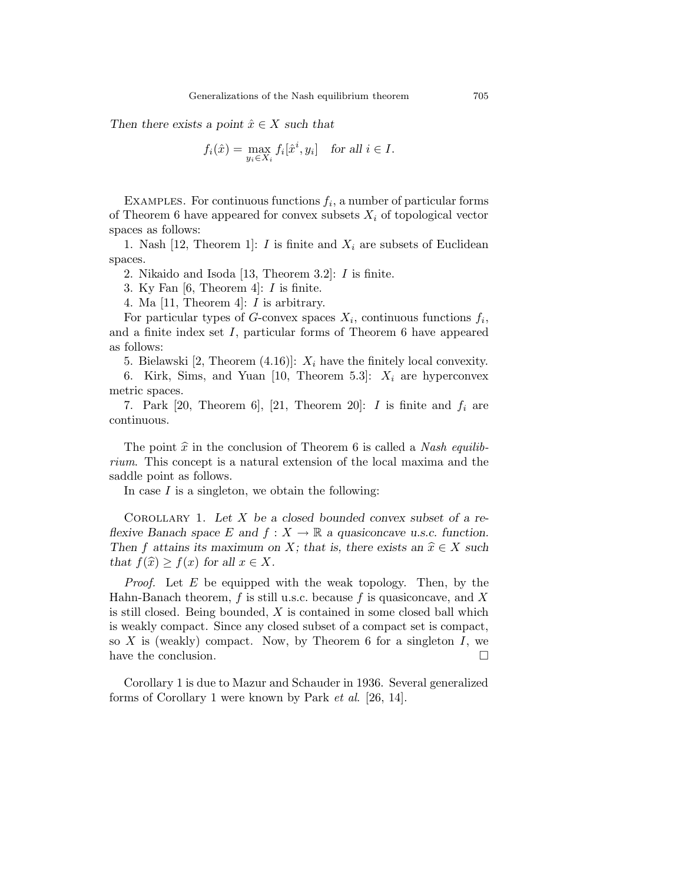*Then there exists a point $\hat{x} \in X$ such that*

$$f_i(\hat{x}) = \max_{y_i \in X_i} f_i[\hat{x}^i, y_i] \quad \textit{for all } i \in I.$$

EXAMPLES. For continuous functions $f_i$, a number of particular forms of Theorem 6 have appeared for convex subsets $X_i$ of topological vector spaces as follows:

1. Nash [12, Theorem 1]: $I$ is finite and $X_i$ are subsets of Euclidean spaces.
2. Nikaido and Isoda [13, Theorem 3.2]: $I$ is finite.
3. Ky Fan [6, Theorem 4]: $I$ is finite.
4. Ma [11, Theorem 4]: $I$ is arbitrary.

For particular types of $G$-convex spaces $X_i$, continuous functions $f_i$, and a finite index set $I$, particular forms of Theorem 6 have appeared as follows:

5. Bielawski [2, Theorem (4.16)]: $X_i$ have the finitely local convexity.
6. Kirk, Sims, and Yuan [10, Theorem 5.3]: $X_i$ are hyperconvex metric spaces.
7. Park [20, Theorem 6], [21, Theorem 20]: $I$ is finite and $f_i$ are continuous.

The point $\widehat{x}$ in the conclusion of Theorem 6 is called a *Nash equilibrium*. This concept is a natural extension of the local maxima and the saddle point as follows.

In case $I$ is a singleton, we obtain the following:

COROLLARY 1. *Let $X$ be a closed bounded convex subset of a reflexive Banach space $E$ and $f : X \to \mathbb{R}$ a quasiconcave u.s.c. function. Then $f$ attains its maximum on $X$; that is, there exists an $\widehat{x} \in X$ such that $f(\widehat{x}) \geq f(x)$ for all $x \in X$.*

*Proof.* Let $E$ be equipped with the weak topology. Then, by the Hahn-Banach theorem, $f$ is still u.s.c. because $f$ is quasiconcave, and $X$ is still closed. Being bounded, $X$ is contained in some closed ball which is weakly compact. Since any closed subset of a compact set is compact, so $X$ is (weakly) compact. Now, by Theorem 6 for a singleton $I$, we have the conclusion. □

Corollary 1 is due to Mazur and Schauder in 1936. Several generalized forms of Corollary 1 were known by Park *et al*. [26, 14].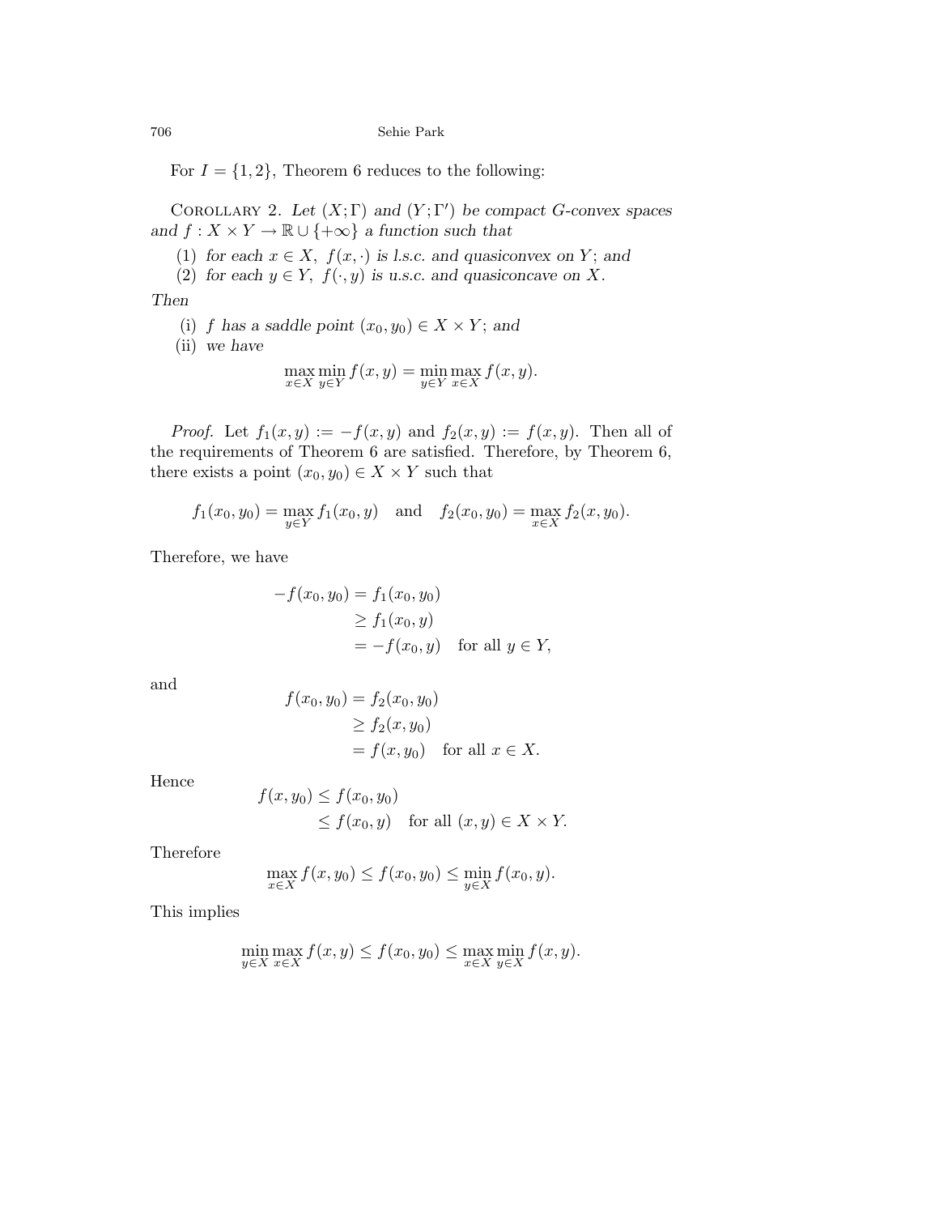For $I = \{1, 2\}$, Theorem 6 reduces to the following:

COROLLARY 2. *Let $(X; \Gamma)$ and $(Y; \Gamma')$ be compact G-convex spaces and $f : X \times Y \to \mathbb{R} \cup \{+\infty\}$ a function such that*

(1) *for each $x \in X$, $f(x, \cdot)$ is l.s.c. and quasiconvex on $Y$; and*
(2) *for each $y \in Y$, $f(\cdot, y)$ is u.s.c. and quasiconcave on $X$.*

*Then*

(i) *$f$ has a saddle point $(x_0, y_0) \in X \times Y$; and*
(ii) *we have*

$$\max_{x \in X} \min_{y \in Y} f(x, y) = \min_{y \in Y} \max_{x \in X} f(x, y).$$

*Proof.* Let $f_1(x, y) := -f(x, y)$ and $f_2(x, y) := f(x, y)$. Then all of the requirements of Theorem 6 are satisfied. Therefore, by Theorem 6, there exists a point $(x_0, y_0) \in X \times Y$ such that

$$f_1(x_0, y_0) = \max_{y \in Y} f_1(x_0, y) \quad \text{and} \quad f_2(x_0, y_0) = \max_{x \in X} f_2(x, y_0).$$

Therefore, we have

$$\begin{aligned} -f(x_0, y_0) &= f_1(x_0, y_0) \\ &\geq f_1(x_0, y) \\ &= -f(x_0, y) \quad \text{for all } y \in Y, \end{aligned}$$

and

$$\begin{aligned} f(x_0, y_0) &= f_2(x_0, y_0) \\ &\geq f_2(x, y_0) \\ &= f(x, y_0) \quad \text{for all } x \in X. \end{aligned}$$

Hence

$$\begin{aligned} f(x, y_0) &\leq f(x_0, y_0) \\ &\leq f(x_0, y) \quad \text{for all } (x, y) \in X \times Y. \end{aligned}$$

Therefore

$$\max_{x \in X} f(x, y_0) \leq f(x_0, y_0) \leq \min_{y \in X} f(x_0, y).$$

This implies

$$\min_{y \in X} \max_{x \in X} f(x, y) \leq f(x_0, y_0) \leq \max_{x \in X} \min_{y \in X} f(x, y).$$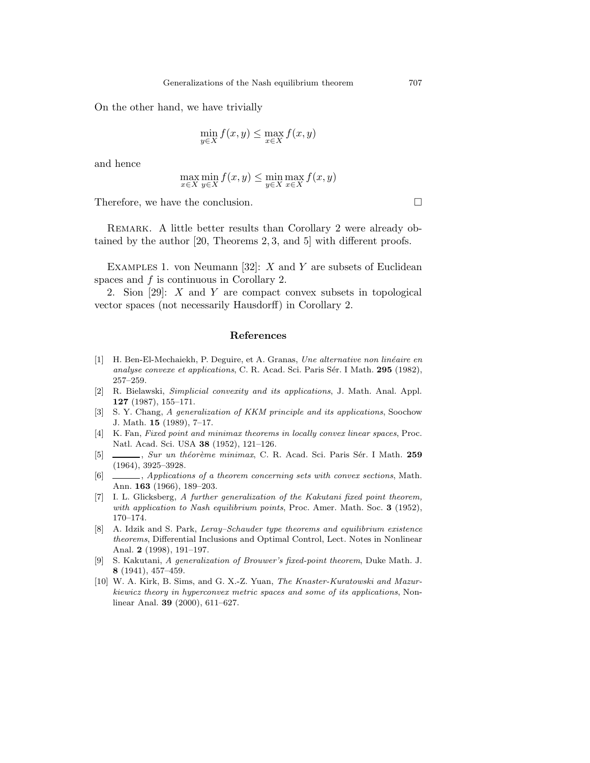On the other hand, we have trivially

$$\min_{y \in X} f(x, y) \leq \max_{x \in X} f(x, y)$$

and hence

$$\max_{x \in X} \min_{y \in X} f(x, y) \leq \min_{y \in X} \max_{x \in X} f(x, y)$$

Therefore, we have the conclusion. □

Remark. A little better results than Corollary 2 were already obtained by the author [20, Theorems 2, 3, and 5] with different proofs.

Examples 1. von Neumann [32]: $X$ and $Y$ are subsets of Euclidean spaces and $f$ is continuous in Corollary 2.

2. Sion [29]: $X$ and $Y$ are compact convex subsets in topological vector spaces (not necessarily Hausdorff) in Corollary 2.

## References

[1] H. Ben-El-Mechaiekh, P. Deguire, et A. Granas, *Une alternative non linéaire en analyse convexe et applications*, C. R. Acad. Sci. Paris Sér. I Math. **295** (1982), 257–259.

[2] R. Bielawski, *Simplicial convexity and its applications*, J. Math. Anal. Appl. **127** (1987), 155–171.

[3] S. Y. Chang, *A generalization of KKM principle and its applications*, Soochow J. Math. **15** (1989), 7–17.

[4] K. Fan, *Fixed point and minimax theorems in locally convex linear spaces*, Proc. Natl. Acad. Sci. USA **38** (1952), 121–126.

[5] ______, *Sur un théorème minimax*, C. R. Acad. Sci. Paris Sér. I Math. **259** (1964), 3925–3928.

[6] ______, *Applications of a theorem concerning sets with convex sections*, Math. Ann. **163** (1966), 189–203.

[7] I. L. Glicksberg, *A further generalization of the Kakutani fixed point theorem, with application to Nash equilibrium points*, Proc. Amer. Math. Soc. **3** (1952), 170–174.

[8] A. Idzik and S. Park, *Leray–Schauder type theorems and equilibrium existence theorems*, Differential Inclusions and Optimal Control, Lect. Notes in Nonlinear Anal. **2** (1998), 191–197.

[9] S. Kakutani, *A generalization of Brouwer's fixed-point theorem*, Duke Math. J. **8** (1941), 457–459.

[10] W. A. Kirk, B. Sims, and G. X.-Z. Yuan, *The Knaster-Kuratowski and Mazurkiewicz theory in hyperconvex metric spaces and some of its applications*, Nonlinear Anal. **39** (2000), 611–627.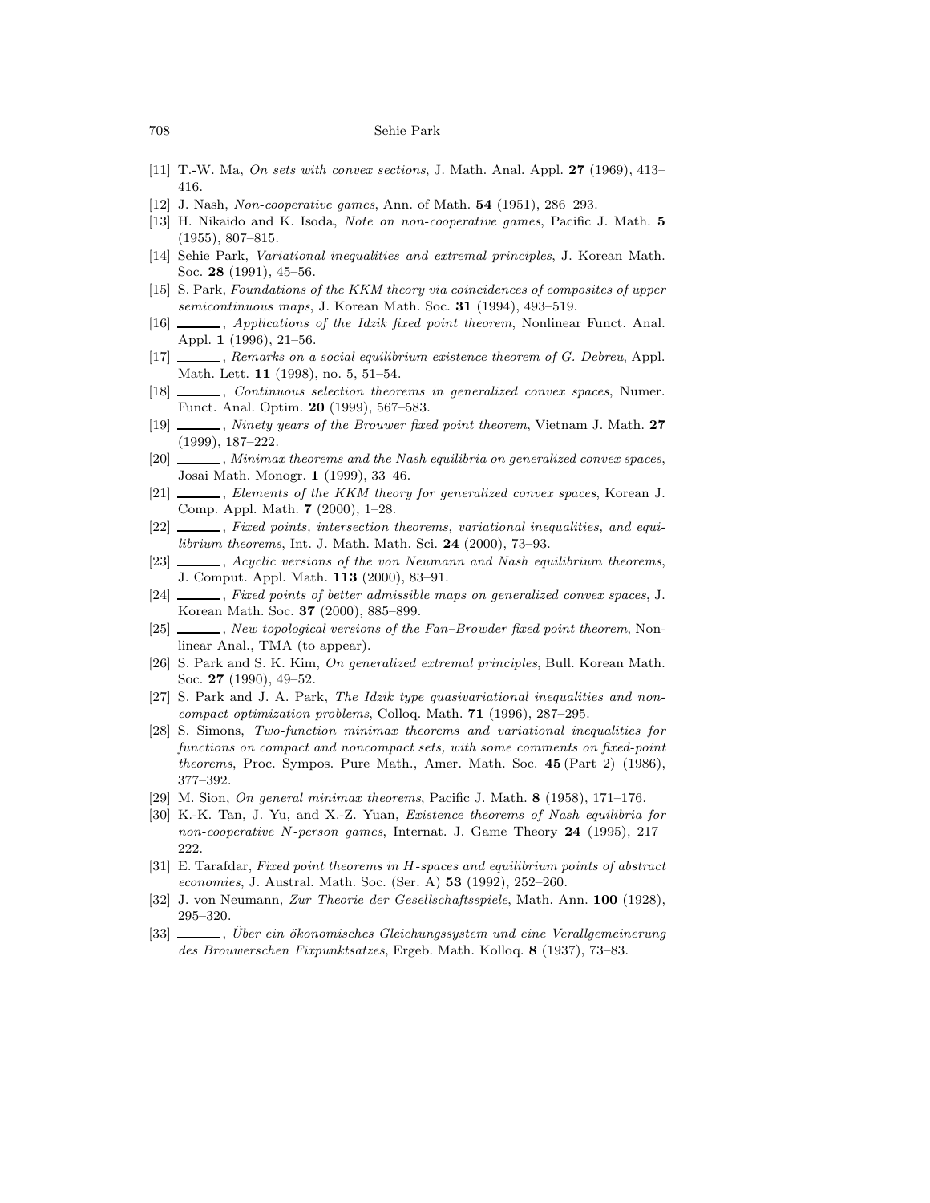[11] T.-W. Ma, *On sets with convex sections*, J. Math. Anal. Appl. **27** (1969), 413–416.

[12] J. Nash, *Non-cooperative games*, Ann. of Math. **54** (1951), 286–293.

[13] H. Nikaido and K. Isoda, *Note on non-cooperative games*, Pacific J. Math. **5** (1955), 807–815.

[14] Sehie Park, *Variational inequalities and extremal principles*, J. Korean Math. Soc. **28** (1991), 45–56.

[15] S. Park, *Foundations of the KKM theory via coincidences of composites of upper semicontinuous maps*, J. Korean Math. Soc. **31** (1994), 493–519.

[16] ______, *Applications of the Idzik fixed point theorem*, Nonlinear Funct. Anal. Appl. **1** (1996), 21–56.

[17] ______, *Remarks on a social equilibrium existence theorem of G. Debreu*, Appl. Math. Lett. **11** (1998), no. 5, 51–54.

[18] ______, *Continuous selection theorems in generalized convex spaces*, Numer. Funct. Anal. Optim. **20** (1999), 567–583.

[19] ______, *Ninety years of the Brouwer fixed point theorem*, Vietnam J. Math. **27** (1999), 187–222.

[20] ______, *Minimax theorems and the Nash equilibria on generalized convex spaces*, Josai Math. Monogr. **1** (1999), 33–46.

[21] ______, *Elements of the KKM theory for generalized convex spaces*, Korean J. Comp. Appl. Math. **7** (2000), 1–28.

[22] ______, *Fixed points, intersection theorems, variational inequalities, and equilibrium theorems*, Int. J. Math. Math. Sci. **24** (2000), 73–93.

[23] ______, *Acyclic versions of the von Neumann and Nash equilibrium theorems*, J. Comput. Appl. Math. **113** (2000), 83–91.

[24] ______, *Fixed points of better admissible maps on generalized convex spaces*, J. Korean Math. Soc. **37** (2000), 885–899.

[25] ______, *New topological versions of the Fan–Browder fixed point theorem*, Nonlinear Anal., TMA (to appear).

[26] S. Park and S. K. Kim, *On generalized extremal principles*, Bull. Korean Math. Soc. **27** (1990), 49–52.

[27] S. Park and J. A. Park, *The Idzik type quasivariational inequalities and noncompact optimization problems*, Colloq. Math. **71** (1996), 287–295.

[28] S. Simons, *Two-function minimax theorems and variational inequalities for functions on compact and noncompact sets, with some comments on fixed-point theorems*, Proc. Sympos. Pure Math., Amer. Math. Soc. **45** (Part 2) (1986), 377–392.

[29] M. Sion, *On general minimax theorems*, Pacific J. Math. **8** (1958), 171–176.

[30] K.-K. Tan, J. Yu, and X.-Z. Yuan, *Existence theorems of Nash equilibria for non-cooperative $N$-person games*, Internat. J. Game Theory **24** (1995), 217–222.

[31] E. Tarafdar, *Fixed point theorems in $H$-spaces and equilibrium points of abstract economies*, J. Austral. Math. Soc. (Ser. A) **53** (1992), 252–260.

[32] J. von Neumann, *Zur Theorie der Gesellschaftsspiele*, Math. Ann. **100** (1928), 295–320.

[33] ______, *Über ein ökonomisches Gleichungssystem und eine Verallgemeinerung des Brouwerschen Fixpunktsatzes*, Ergeb. Math. Kolloq. **8** (1937), 73–83.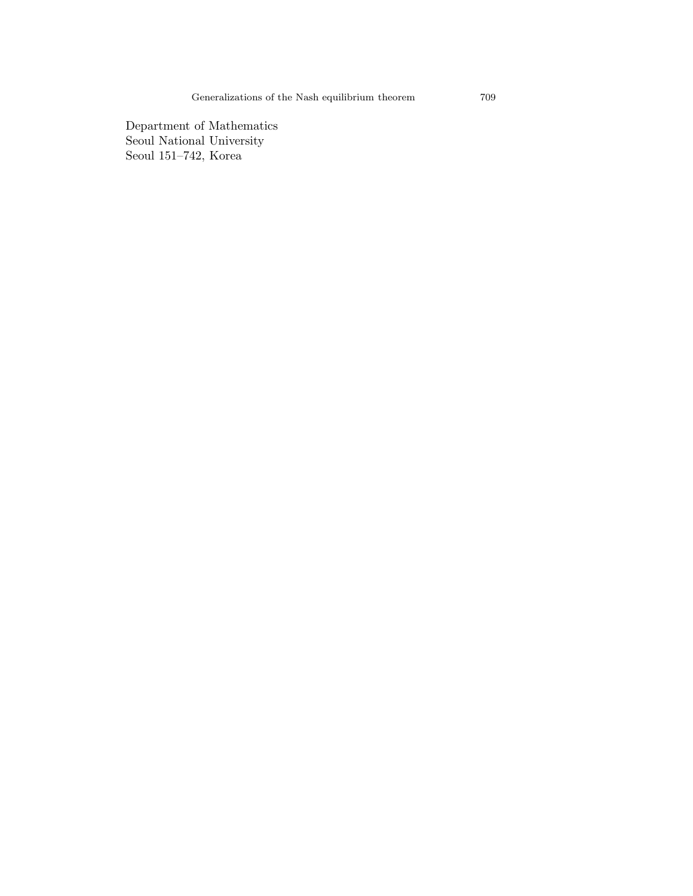Department of Mathematics
Seoul National University
Seoul 151–742, Korea